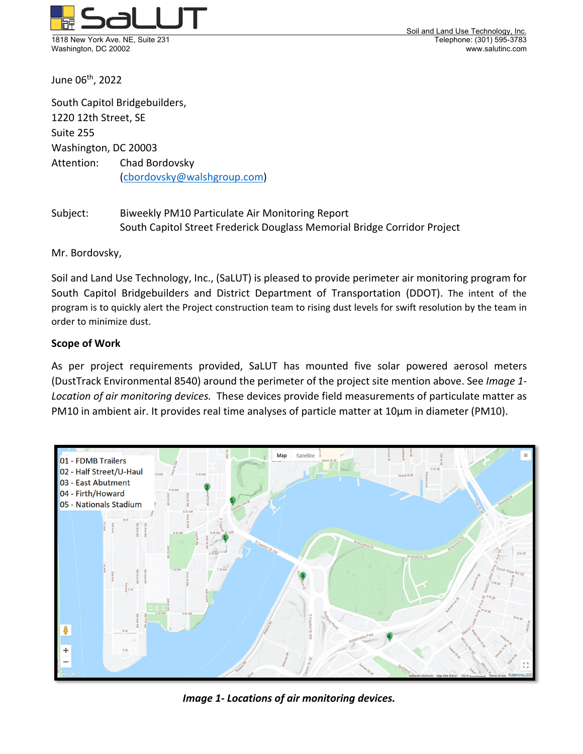SaLUT

1818 New York Ave. NE, Suite 231
Washington, DC 20002

Soil and Land Use Technology, Inc.
Telephone: (301) 595-3783
www.salutinc.com

June 06th, 2022

South Capitol Bridgebuilders,
1220 12th Street, SE
Suite 255
Washington, DC 20003
Attention: Chad Bordovsky
(cbordovsky@walshgroup.com)

Subject: Biweekly PM10 Particulate Air Monitoring Report
South Capitol Street Frederick Douglass Memorial Bridge Corridor Project

Mr. Bordovsky,

Soil and Land Use Technology, Inc., (SaLUT) is pleased to provide perimeter air monitoring program for South Capitol Bridgebuilders and District Department of Transportation (DDOT). The intent of the program is to quickly alert the Project construction team to rising dust levels for swift resolution by the team in order to minimize dust.

**Scope of Work**

As per project requirements provided, SaLUT has mounted five solar powered aerosol meters (DustTrack Environmental 8540) around the perimeter of the project site mention above. See *Image 1-Location of air monitoring devices.* These devices provide field measurements of particulate matter as PM10 in ambient air. It provides real time analyses of particle matter at 10µm in diameter (PM10).

01 - FDMB Trailers
02 - Half Street/U-Haul
03 - East Abutment
04 - Firth/Howard
05 - Nationals Stadium

***Image 1- Locations of air monitoring devices.***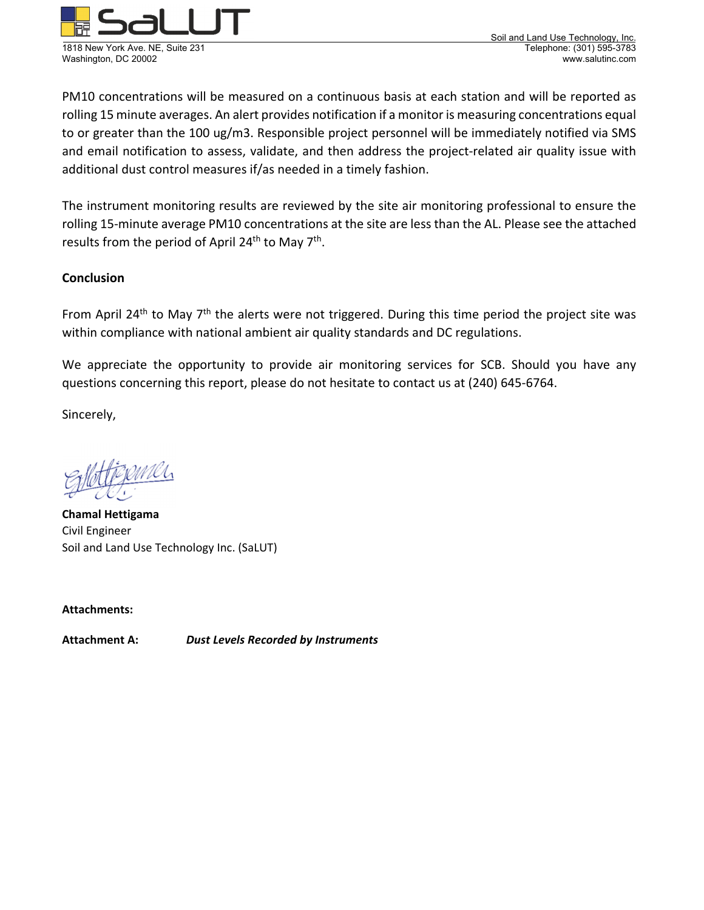PM10 concentrations will be measured on a continuous basis at each station and will be reported as rolling 15 minute averages. An alert provides notification if a monitor is measuring concentrations equal to or greater than the 100 ug/m3. Responsible project personnel will be immediately notified via SMS and email notification to assess, validate, and then address the project-related air quality issue with additional dust control measures if/as needed in a timely fashion.

The instrument monitoring results are reviewed by the site air monitoring professional to ensure the rolling 15-minute average PM10 concentrations at the site are less than the AL. Please see the attached results from the period of April 24th to May 7th.

## Conclusion

From April 24th to May 7th the alerts were not triggered. During this time period the project site was within compliance with national ambient air quality standards and DC regulations.

We appreciate the opportunity to provide air monitoring services for SCB. Should you have any questions concerning this report, please do not hesitate to contact us at (240) 645-6764.

Sincerely,

**Chamal Hettigama**
Civil Engineer
Soil and Land Use Technology Inc. (SaLUT)

**Attachments:**

**Attachment A:** ***Dust Levels Recorded by Instruments***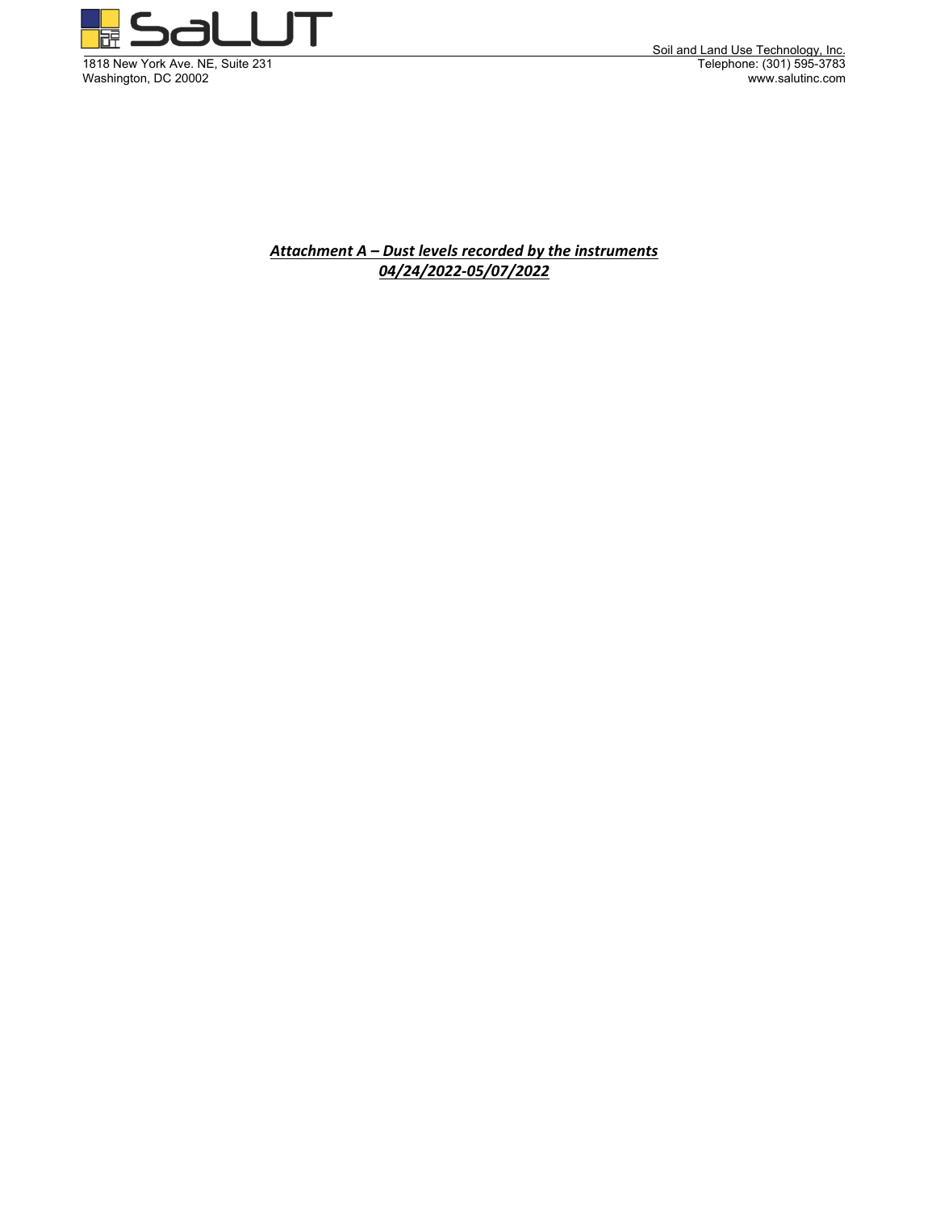***Attachment A – Dust levels recorded by the instruments***
***04/24/2022-05/07/2022***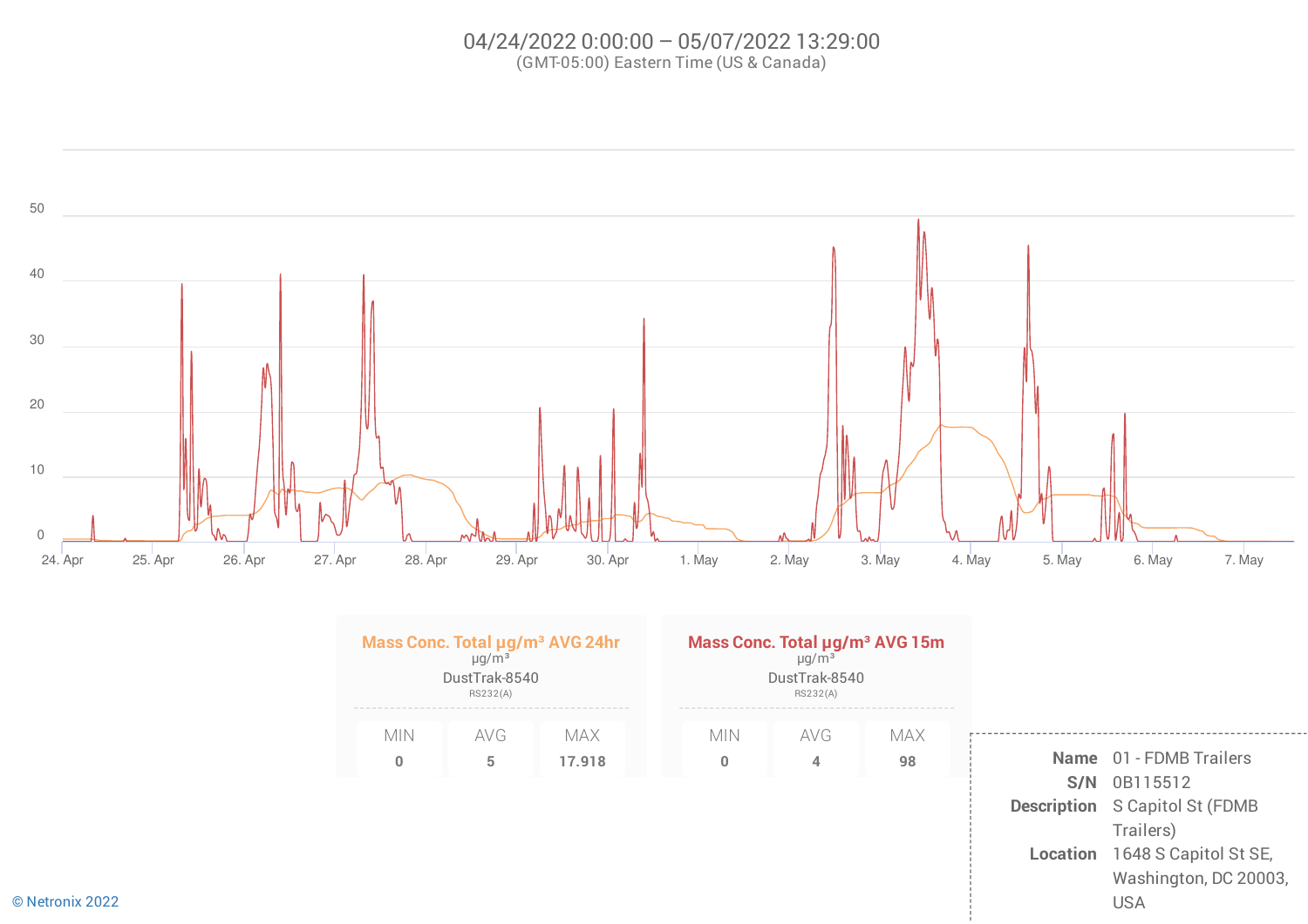04/24/2022 0:00:00 – 05/07/2022 13:29:00
(GMT-05:00) Eastern Time (US & Canada)

| Mass Conc. Total µg/m³ AVG 24hr | | |
|---|---|---|
| µg/m³ DustTrak-8540 RS232(A) | | |
| MIN | AVG | MAX |
| 0 | 5 | 17.918 |

| Mass Conc. Total µg/m³ AVG 15m | | |
|---|---|---|
| µg/m³ DustTrak-8540 RS232(A) | | |
| MIN | AVG | MAX |
| 0 | 4 | 98 |

**Name** 01 - FDMB Trailers
**S/N** 0B115512
**Description** S Capitol St (FDMB Trailers)
**Location** 1648 S Capitol St SE, Washington, DC 20003, USA

© Netronix 2022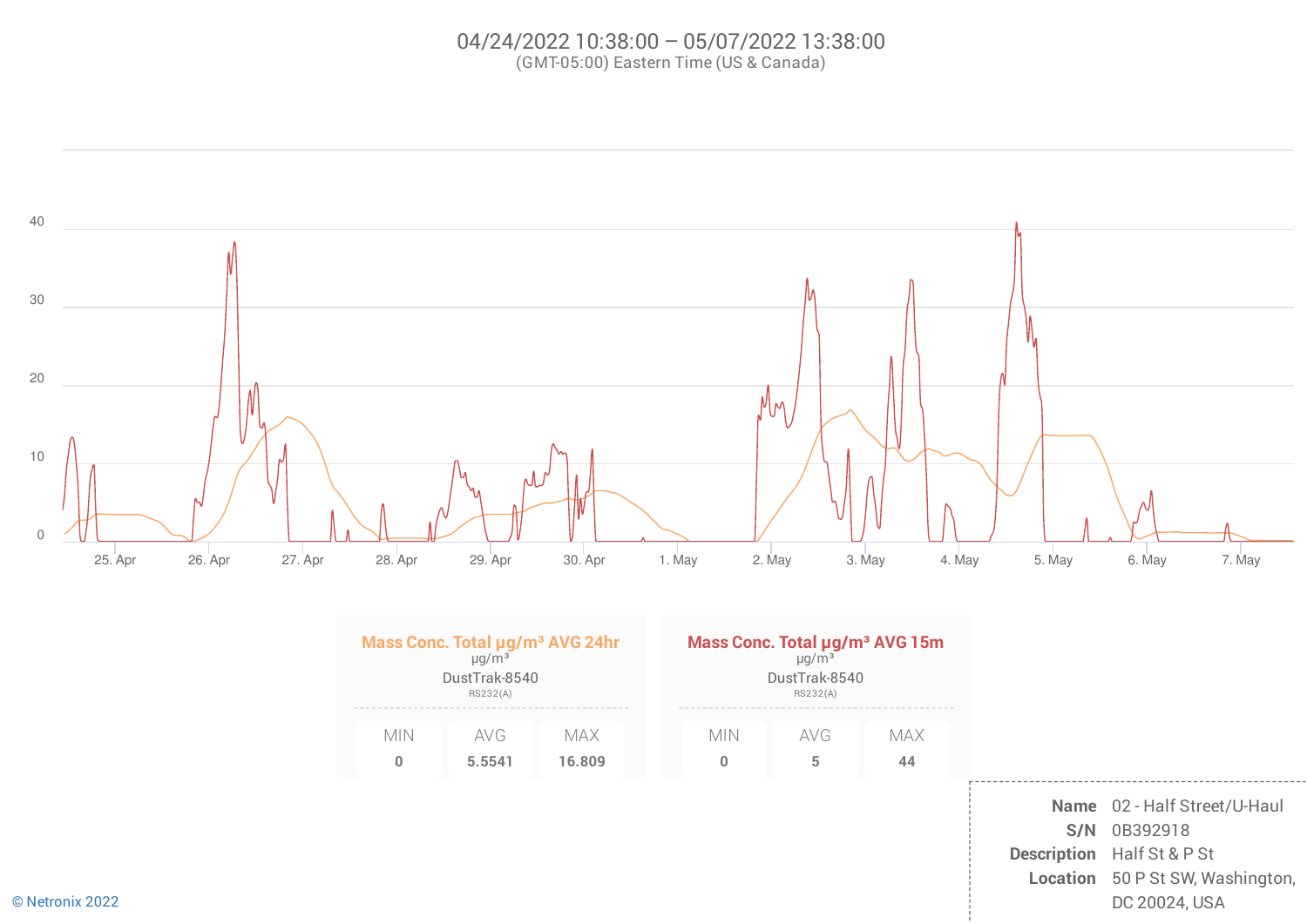04/24/2022 10:38:00 — 05/07/2022 13:38:00

(GMT-05:00) Eastern Time (US & Canada)

**Mass Conc. Total µg/m³ AVG 24hr**
µg/m³
DustTrak-8540
RS232(A)

| MIN | AVG | MAX |
| --- | --- | --- |
| 0 | 5.5541 | 16.809 |

**Mass Conc. Total µg/m³ AVG 15m**
µg/m³
DustTrak-8540
RS232(A)

| MIN | AVG | MAX |
| --- | --- | --- |
| 0 | 5 | 44 |

| | |
| --- | --- |
| **Name** | 02 - Half Street/U-Haul |
| **S/N** | 0B392918 |
| **Description** | Half St & P St |
| **Location** | 50 P St SW, Washington, DC 20024, USA |

© Netronix 2022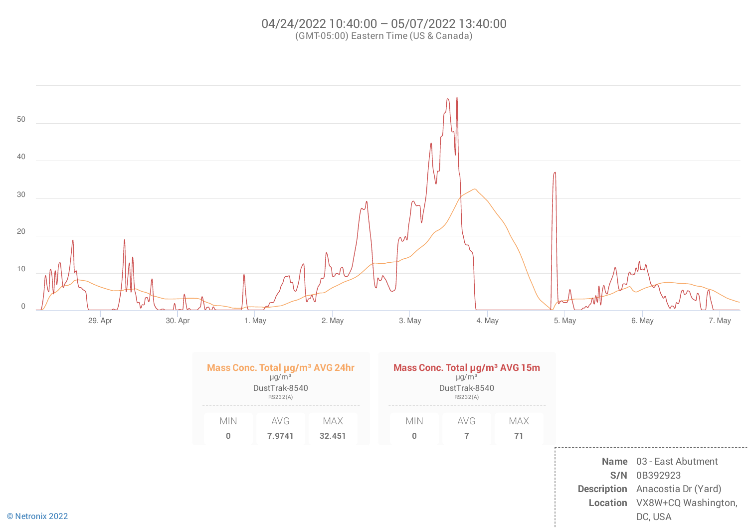# 04/24/2022 10:40:00 — 05/07/2022 13:40:00

(GMT-05:00) Eastern Time (US & Canada)

| Mass Conc. Total µg/m³ AVG 24hr | | |
|---|---|---|
| µg/m³ | | |
| DustTrak-8540 | | |
| RS232(A) | | |
| MIN | AVG | MAX |
| 0 | 7.9741 | 32.451 |

| Mass Conc. Total µg/m³ AVG 15m | | |
|---|---|---|
| µg/m³ | | |
| DustTrak-8540 | | |
| RS232(A) | | |
| MIN | AVG | MAX |
| 0 | 7 | 71 |

**Name** 03 - East Abutment
**S/N** 0B392923
**Description** Anacostia Dr (Yard)
**Location** VX8W+CQ Washington, DC, USA

© Netronix 2022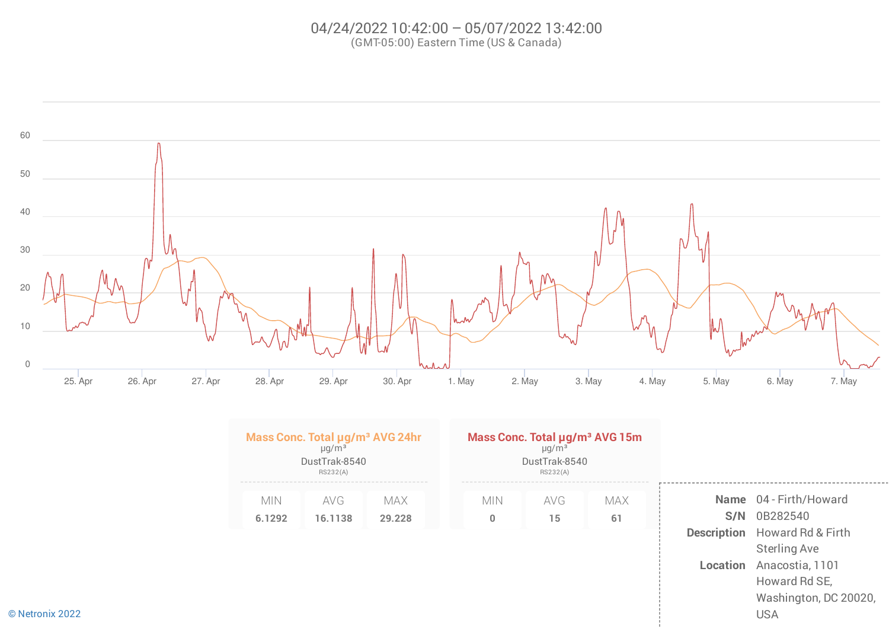04/24/2022 10:42:00 — 05/07/2022 13:42:00

(GMT-05:00) Eastern Time (US & Canada)

| Mass Conc. Total µg/m³ AVG 24hr | | |
|---|---|---|
| µg/m³ | | |
| DustTrak-8540 | | |
| RS232(A) | | |
| MIN | AVG | MAX |
| 6.1292 | 16.1138 | 29.228 |

| Mass Conc. Total µg/m³ AVG 15m | | |
|---|---|---|
| µg/m³ | | |
| DustTrak-8540 | | |
| RS232(A) | | |
| MIN | AVG | MAX |
| 0 | 15 | 61 |

**Name** 04 - Firth/Howard
**S/N** 0B282540
**Description** Howard Rd & Firth Sterling Ave
**Location** Anacostia, 1101 Howard Rd SE, Washington, DC 20020, USA

© Netronix 2022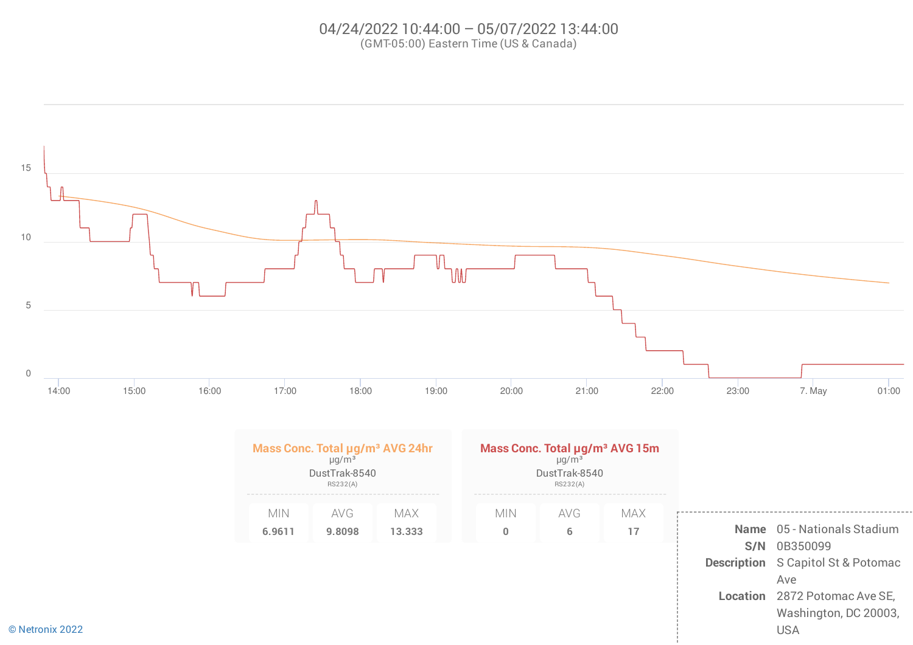04/24/2022 10:44:00 — 05/07/2022 13:44:00

(GMT-05:00) Eastern Time (US & Canada)

15
10
5
0

14:00 15:00 16:00 17:00 18:00 19:00 20:00 21:00 22:00 23:00 7. May 01:00

**Mass Conc. Total µg/m³ AVG 24hr**
µg/m³
DustTrak-8540
RS232(A)

| MIN | AVG | MAX |
|---|---|---|
| 6.9611 | 9.8098 | 13.333 |

**Mass Conc. Total µg/m³ AVG 15m**
µg/m³
DustTrak-8540
RS232(A)

| MIN | AVG | MAX |
|---|---|---|
| 0 | 6 | 17 |

| | |
|---|---|
| **Name** | 05 - Nationals Stadium |
| **S/N** | 0B350099 |
| **Description** | S Capitol St & Potomac Ave |
| **Location** | 2872 Potomac Ave SE, Washington, DC 20003, USA |

© Netronix 2022